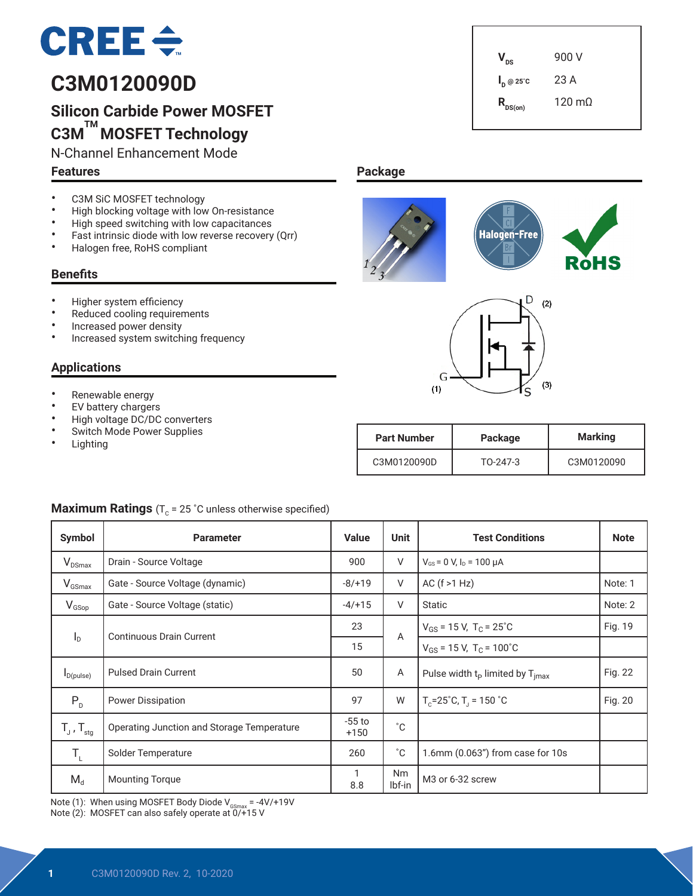# C3M0120090D

## Silicon Carbide Power MOSFET
## C3M™ MOSFET Technology

N-Channel Enhancement Mode

| | |
|---|---|
| $V_{DS}$ | 900 V |
| $I_D$ @ 25˚C | 23 A |
| $R_{DS(on)}$ | 120 mΩ |

### Features

- C3M SiC MOSFET technology
- High blocking voltage with low On-resistance
- High speed switching with low capacitances
- Fast intrinsic diode with low reverse recovery (Qrr)
- Halogen free, RoHS compliant

### Benefits

- Higher system efficiency
- Reduced cooling requirements
- Increased power density
- Increased system switching frequency

### Applications

- Renewable energy
- EV battery chargers
- High voltage DC/DC converters
- Switch Mode Power Supplies
- Lighting

### Package

| Part Number | Package | Marking |
|---|---|---|
| C3M0120090D | TO-247-3 | C3M0120090 |

### Maximum Ratings ($T_C$ = 25 ˚C unless otherwise specified)

| Symbol | Parameter | Value | Unit | Test Conditions | Note |
|---|---|---|---|---|---|
| $V_{DSmax}$ | Drain - Source Voltage | 900 | V | $V_{GS}$ = 0 V, $I_D$ = 100 μA | |
| $V_{GSmax}$ | Gate - Source Voltage (dynamic) | -8/+19 | V | AC (f >1 Hz) | Note: 1 |
| $V_{GSop}$ | Gate - Source Voltage (static) | -4/+15 | V | Static | Note: 2 |
| $I_D$ | Continuous Drain Current | 23 | A | $V_{GS}$ = 15 V, $T_C$ = 25˚C | Fig. 19 |
| | | 15 | | $V_{GS}$ = 15 V, $T_C$ = 100˚C | |
| $I_{D(pulse)}$ | Pulsed Drain Current | 50 | A | Pulse width $t_P$ limited by $T_{jmax}$ | Fig. 22 |
| $P_D$ | Power Dissipation | 97 | W | $T_C$=25˚C, $T_J$ = 150 ˚C | Fig. 20 |
| $T_J$ , $T_{stg}$ | Operating Junction and Storage Temperature | -55 to +150 | ˚C | | |
| $T_L$ | Solder Temperature | 260 | ˚C | 1.6mm (0.063") from case for 10s | |
| $M_d$ | Mounting Torque | 1<br>8.8 | Nm<br>lbf-in | M3 or 6-32 screw | |

Note (1): When using MOSFET Body Diode $V_{GSmax}$ = -4V/+19V
Note (2): MOSFET can also safely operate at 0/+15 V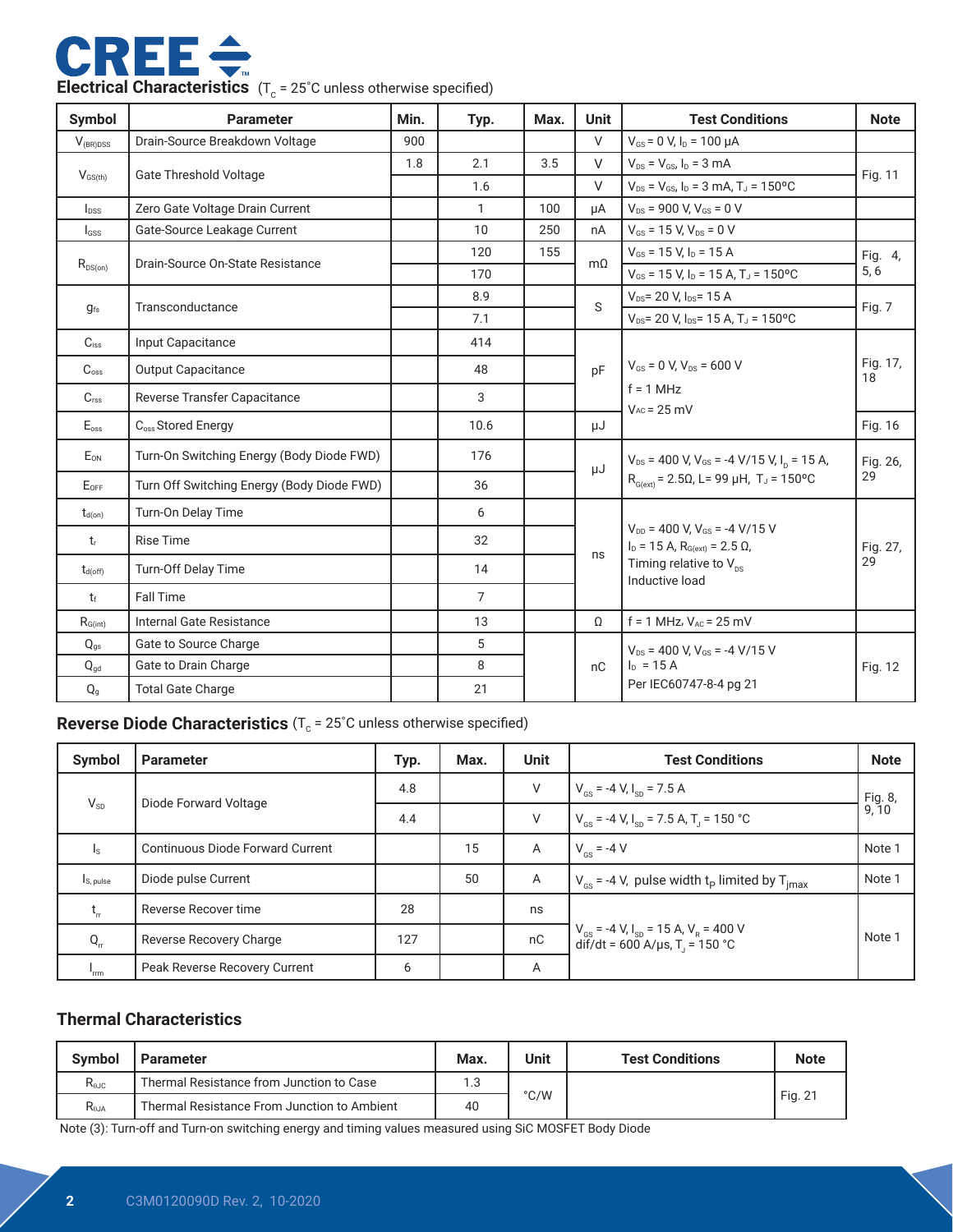## Electrical Characteristics ($T_C$ = 25˚C unless otherwise specified)

| Symbol | Parameter | Min. | Typ. | Max. | Unit | Test Conditions | Note |
|---|---|---|---|---|---|---|---|
| $V_{(BR)DSS}$ | Drain-Source Breakdown Voltage | 900 | | | V | $V_{GS}$ = 0 V, $I_D$ = 100 μA | |
| $V_{GS(th)}$ | Gate Threshold Voltage | 1.8 | 2.1 | 3.5 | V | $V_{DS}$ = $V_{GS}$, $I_D$ = 3 mA | Fig. 11 |
| | | | 1.6 | | V | $V_{DS}$ = $V_{GS}$, $I_D$ = 3 mA, $T_J$ = 150ºC | |
| $I_{DSS}$ | Zero Gate Voltage Drain Current | | 1 | 100 | μA | $V_{DS}$ = 900 V, $V_{GS}$ = 0 V | |
| $I_{GSS}$ | Gate-Source Leakage Current | | 10 | 250 | nA | $V_{GS}$ = 15 V, $V_{DS}$ = 0 V | |
| $R_{DS(on)}$ | Drain-Source On-State Resistance | | 120 | 155 | mΩ | $V_{GS}$ = 15 V, $I_D$ = 15 A | Fig. 4, 5, 6 |
| | | | 170 | | | $V_{GS}$ = 15 V, $I_D$ = 15 A, $T_J$ = 150ºC | |
| $g_{fs}$ | Transconductance | | 8.9 | | S | $V_{DS}$= 20 V, $I_{DS}$= 15 A | Fig. 7 |
| | | | 7.1 | | | $V_{DS}$= 20 V, $I_{DS}$= 15 A, $T_J$ = 150ºC | |
| $C_{iss}$ | Input Capacitance | | 414 | | pF | $V_{GS}$ = 0 V, $V_{DS}$ = 600 V<br>f = 1 MHz<br>$V_{AC}$ = 25 mV | Fig. 17, 18 |
| $C_{oss}$ | Output Capacitance | | 48 | | | | |
| $C_{rss}$ | Reverse Transfer Capacitance | | 3 | | | | |
| $E_{oss}$ | $C_{oss}$ Stored Energy | | 10.6 | | μJ | | Fig. 16 |
| $E_{ON}$ | Turn-On Switching Energy (Body Diode FWD) | | 176 | | μJ | $V_{DS}$ = 400 V, $V_{GS}$ = -4 V/15 V, $I_D$ = 15 A, $R_{G(ext)}$ = 2.5Ω, L= 99 μH, $T_J$ = 150ºC | Fig. 26, 29 |
| $E_{OFF}$ | Turn Off Switching Energy (Body Diode FWD) | | 36 | | | | |
| $t_{d(on)}$ | Turn-On Delay Time | | 6 | | ns | $V_{DD}$ = 400 V, $V_{GS}$ = -4 V/15 V<br>$I_D$ = 15 A, $R_{G(ext)}$ = 2.5 Ω,<br>Timing relative to $V_{DS}$<br>Inductive load | Fig. 27, 29 |
| $t_r$ | Rise Time | | 32 | | | | |
| $t_{d(off)}$ | Turn-Off Delay Time | | 14 | | | | |
| $t_f$ | Fall Time | | 7 | | | | |
| $R_{G(int)}$ | Internal Gate Resistance | | 13 | | Ω | f = 1 MHz, $V_{AC}$ = 25 mV | |
| $Q_{gs}$ | Gate to Source Charge | | 5 | | nC | $V_{DS}$ = 400 V, $V_{GS}$ = -4 V/15 V<br>$I_D$ = 15 A<br>Per IEC60747-8-4 pg 21 | Fig. 12 |
| $Q_{gd}$ | Gate to Drain Charge | | 8 | | | | |
| $Q_g$ | Total Gate Charge | | 21 | | | | |

## Reverse Diode Characteristics ($T_C$ = 25˚C unless otherwise specified)

| Symbol | Parameter | Typ. | Max. | Unit | Test Conditions | Note |
|---|---|---|---|---|---|---|
| $V_{SD}$ | Diode Forward Voltage | 4.8 | | V | $V_{GS}$ = -4 V, $I_{SD}$ = 7.5 A | Fig. 8, 9, 10 |
| | | 4.4 | | V | $V_{GS}$ = -4 V, $I_{SD}$ = 7.5 A, $T_J$ = 150 °C | |
| $I_S$ | Continuous Diode Forward Current | | 15 | A | $V_{GS}$ = -4 V | Note 1 |
| $I_{S,\ pulse}$ | Diode pulse Current | | 50 | A | $V_{GS}$ = -4 V, pulse width $t_P$ limited by $T_{jmax}$ | Note 1 |
| $t_{rr}$ | Reverse Recover time | 28 | | ns | $V_{GS}$ = -4 V, $I_{SD}$ = 15 A, $V_R$ = 400 V<br>dif/dt = 600 A/μs, $T_J$ = 150 °C | Note 1 |
| $Q_{rr}$ | Reverse Recovery Charge | 127 | | nC | | |
| $I_{rrm}$ | Peak Reverse Recovery Current | 6 | | A | | |

## Thermal Characteristics

| Symbol | Parameter | Max. | Unit | Test Conditions | Note |
|---|---|---|---|---|---|
| $R_{\theta JC}$ | Thermal Resistance from Junction to Case | 1.3 | °C/W | | Fig. 21 |
| $R_{\theta JA}$ | Thermal Resistance From Junction to Ambient | 40 | | | |

Note (3): Turn-off and Turn-on switching energy and timing values measured using SiC MOSFET Body Diode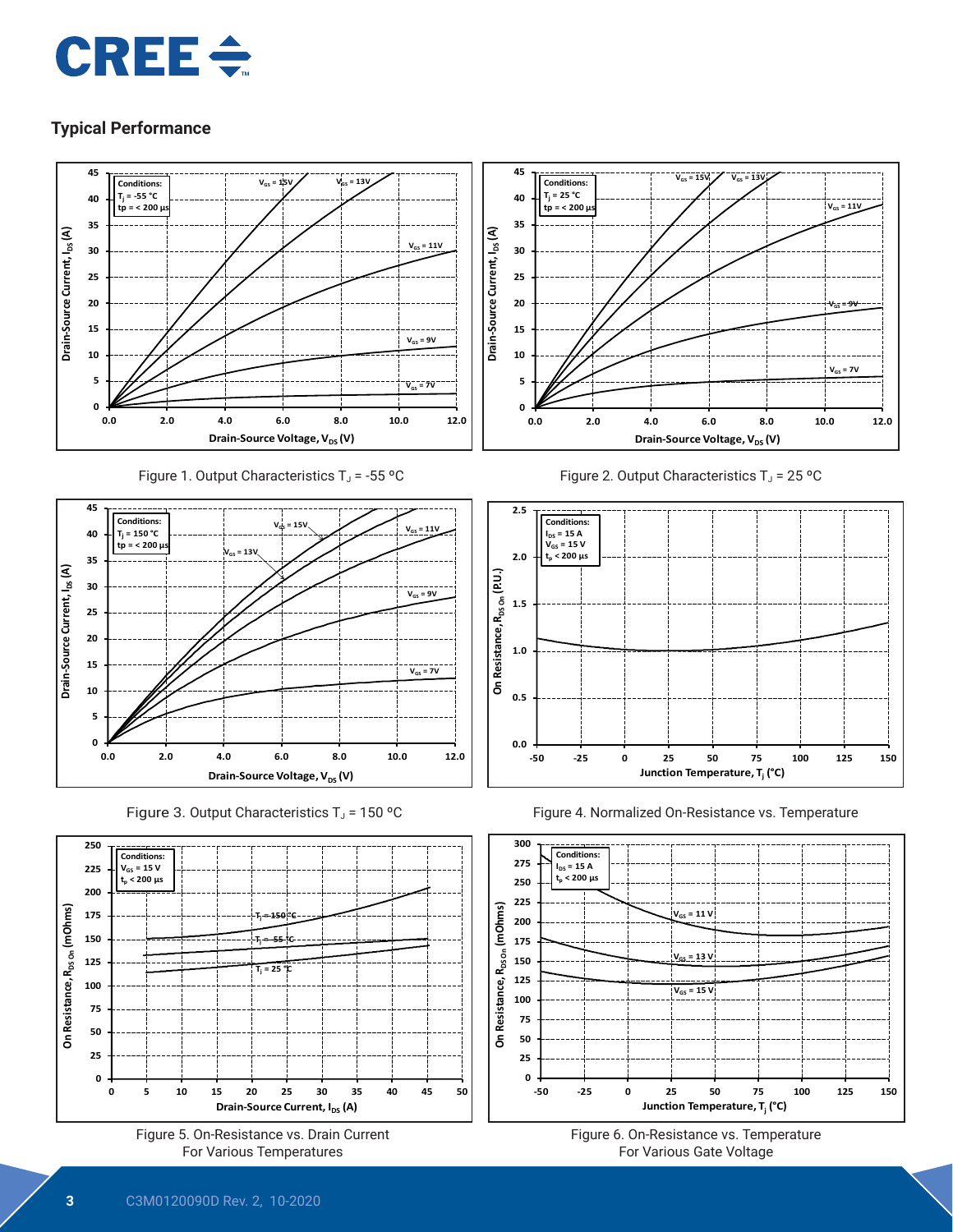## Typical Performance

Figure 1. Output Characteristics $T_J$ = -55 ºC

Figure 2. Output Characteristics $T_J$ = 25 ºC

Figure 3. Output Characteristics $T_J$ = 150 ºC

Figure 4. Normalized On-Resistance vs. Temperature

Figure 5. On-Resistance vs. Drain Current For Various Temperatures

Figure 6. On-Resistance vs. Temperature For Various Gate Voltage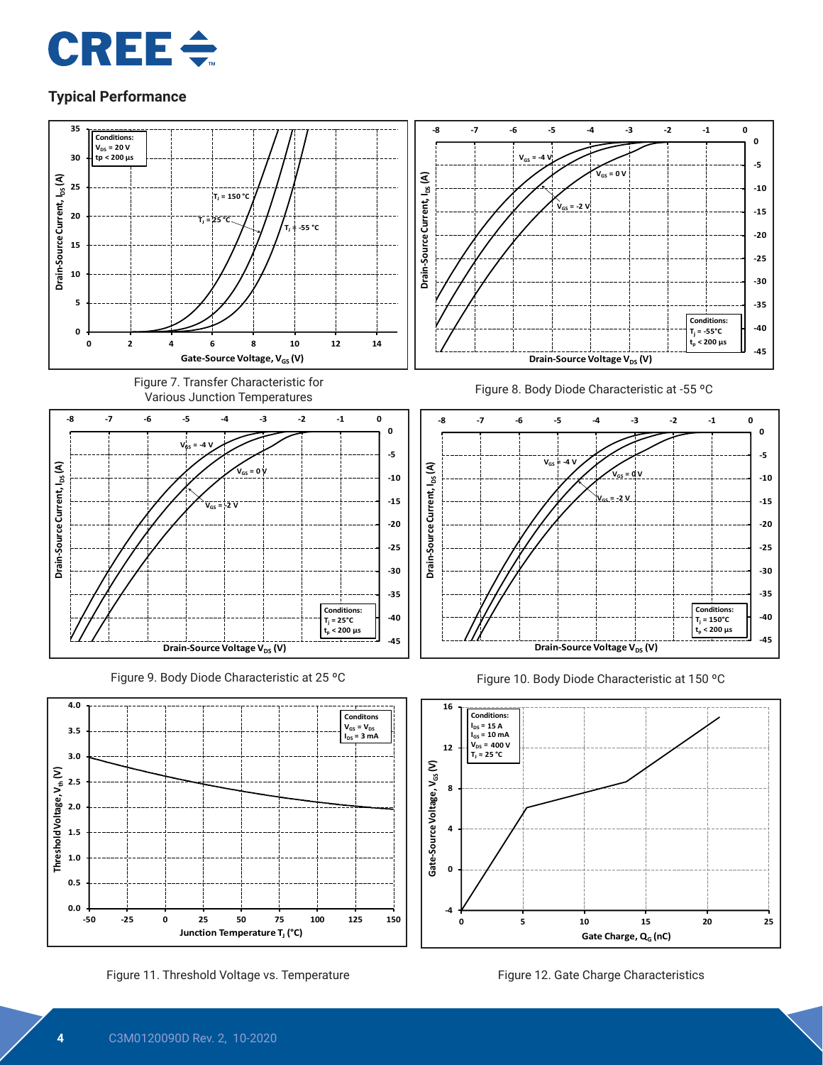## Typical Performance

Figure 7. Transfer Characteristic for Various Junction Temperatures

Figure 8. Body Diode Characteristic at -55 ºC

Figure 9. Body Diode Characteristic at 25 ºC

Figure 10. Body Diode Characteristic at 150 ºC

Figure 11. Threshold Voltage vs. Temperature

Figure 12. Gate Charge Characteristics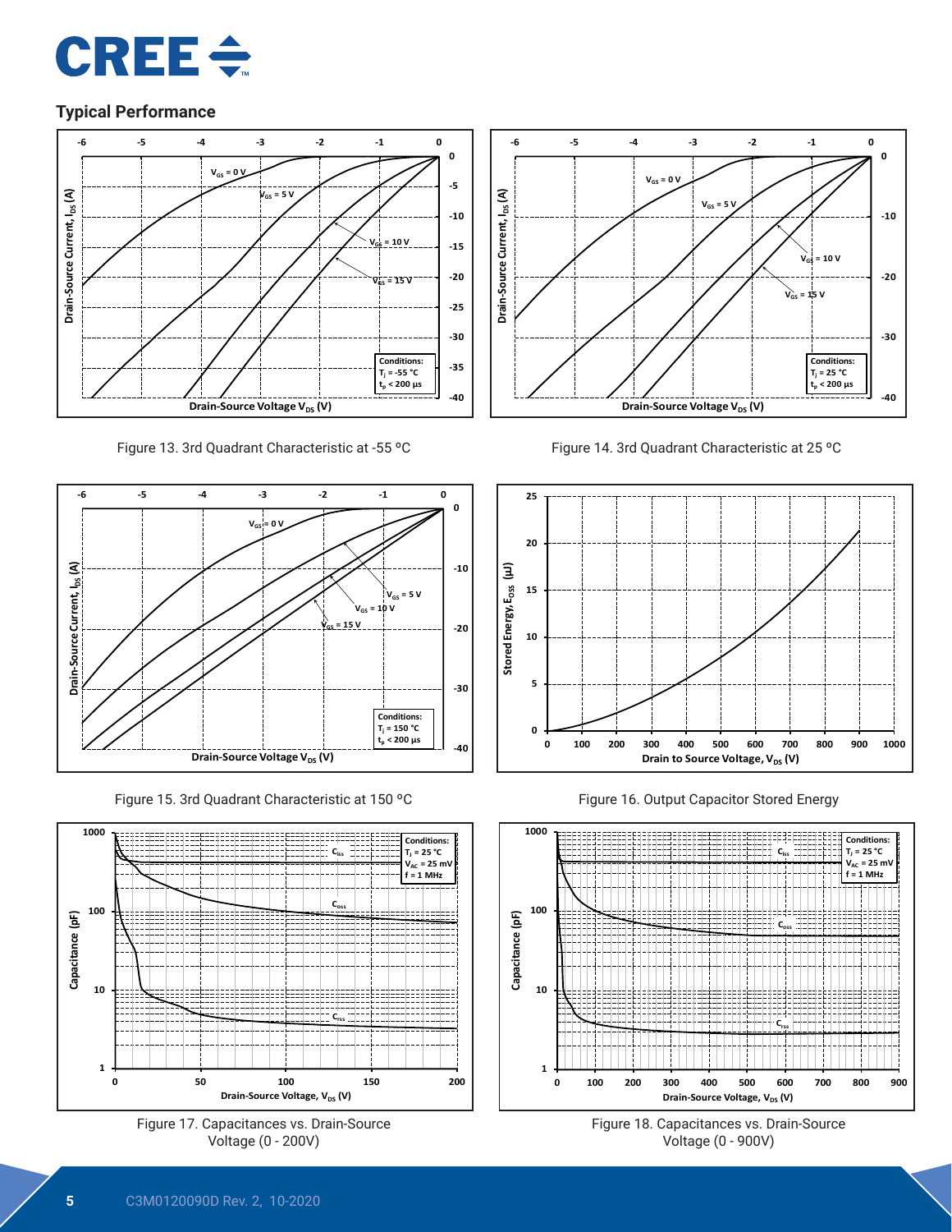## Typical Performance

Figure 13. 3rd Quadrant Characteristic at -55 °C

Figure 14. 3rd Quadrant Characteristic at 25 °C

Figure 15. 3rd Quadrant Characteristic at 150 °C

Figure 16. Output Capacitor Stored Energy

Figure 17. Capacitances vs. Drain-Source Voltage (0 - 200V)

Figure 18. Capacitances vs. Drain-Source Voltage (0 - 900V)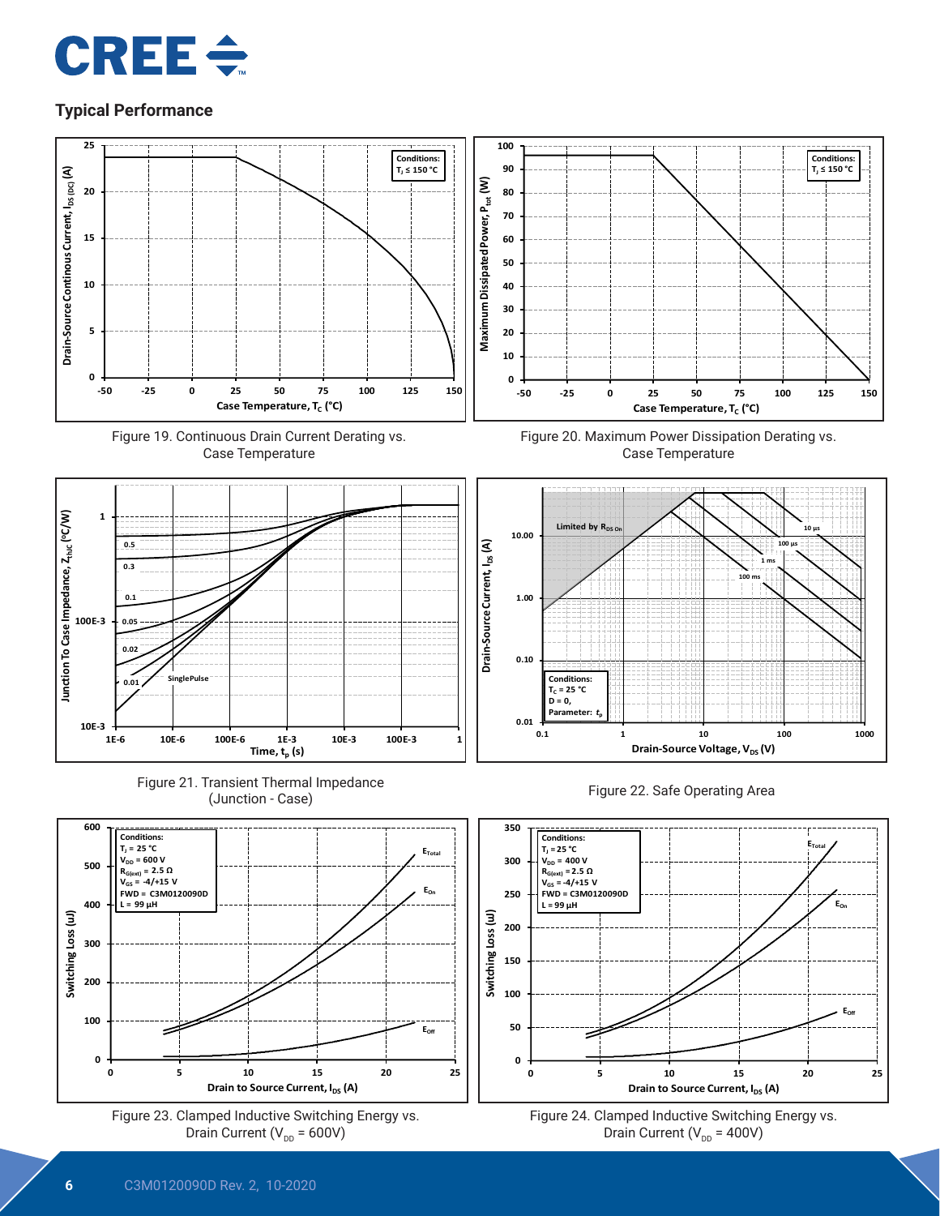## Typical Performance

Figure 19. Continuous Drain Current Derating vs. Case Temperature

Figure 20. Maximum Power Dissipation Derating vs. Case Temperature

Figure 21. Transient Thermal Impedance (Junction - Case)

Figure 22. Safe Operating Area

Figure 23. Clamped Inductive Switching Energy vs. Drain Current ($V_{DD}$ = 600V)

Figure 24. Clamped Inductive Switching Energy vs. Drain Current ($V_{DD}$ = 400V)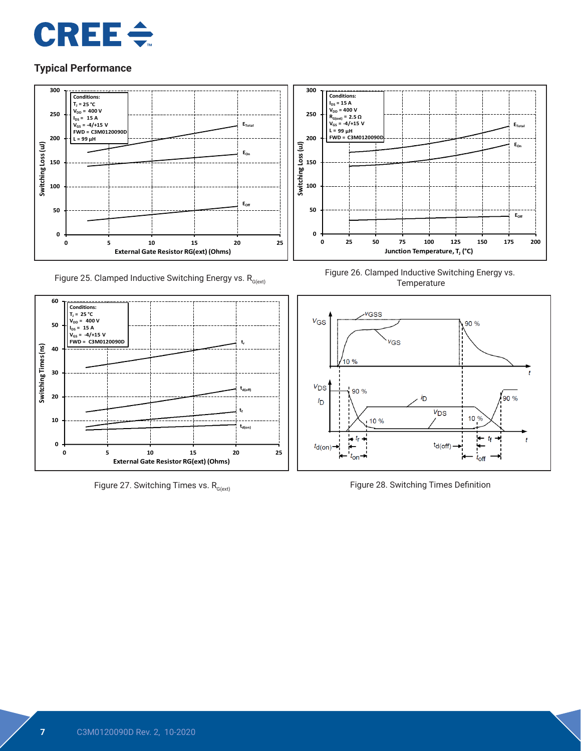## Typical Performance

Figure 25. Clamped Inductive Switching Energy vs. $R_{G(ext)}$

Figure 26. Clamped Inductive Switching Energy vs. Temperature

Figure 27. Switching Times vs. $R_{G(ext)}$

Figure 28. Switching Times Definition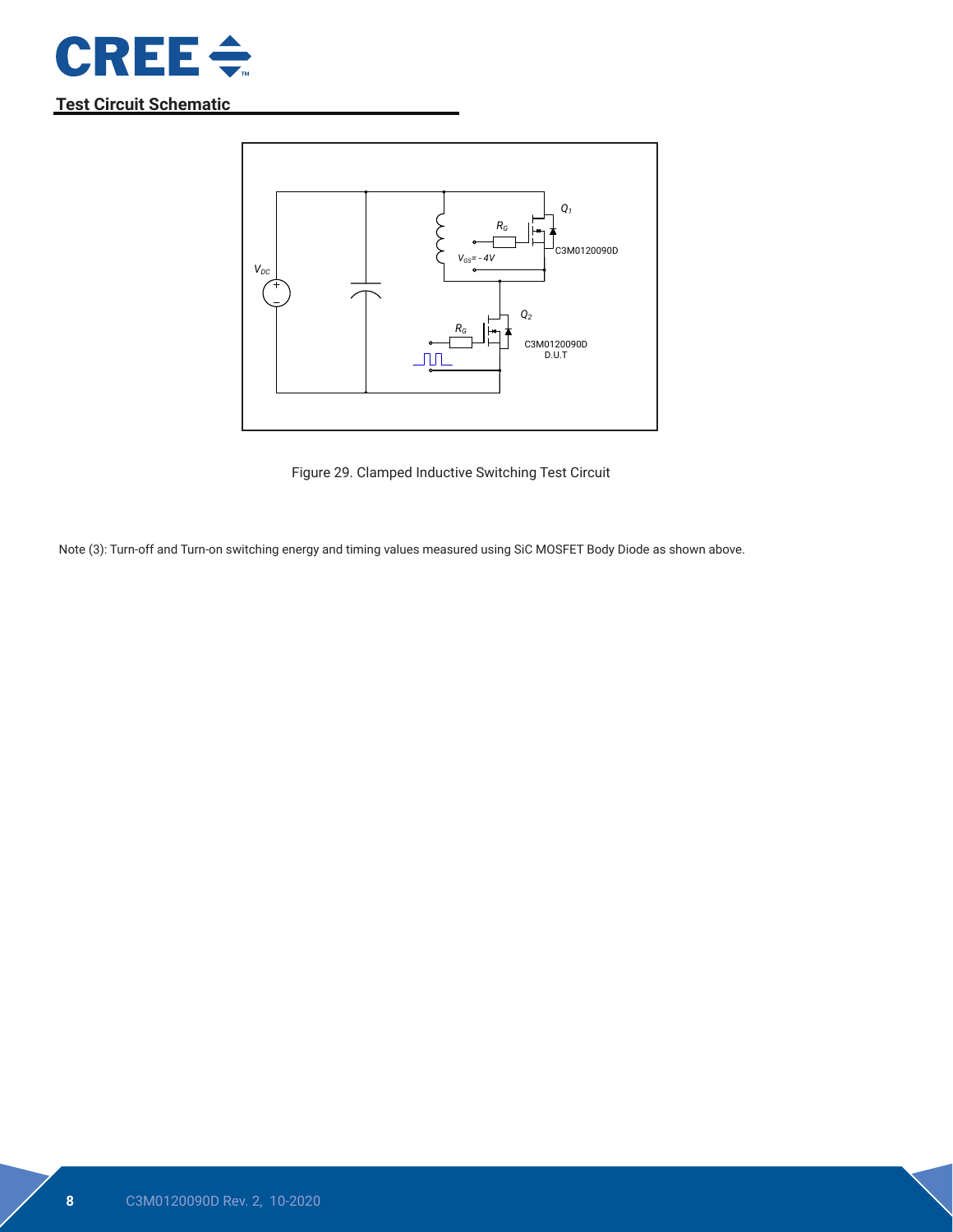## Test Circuit Schematic

Figure 29. Clamped Inductive Switching Test Circuit

Note (3): Turn-off and Turn-on switching energy and timing values measured using SiC MOSFET Body Diode as shown above.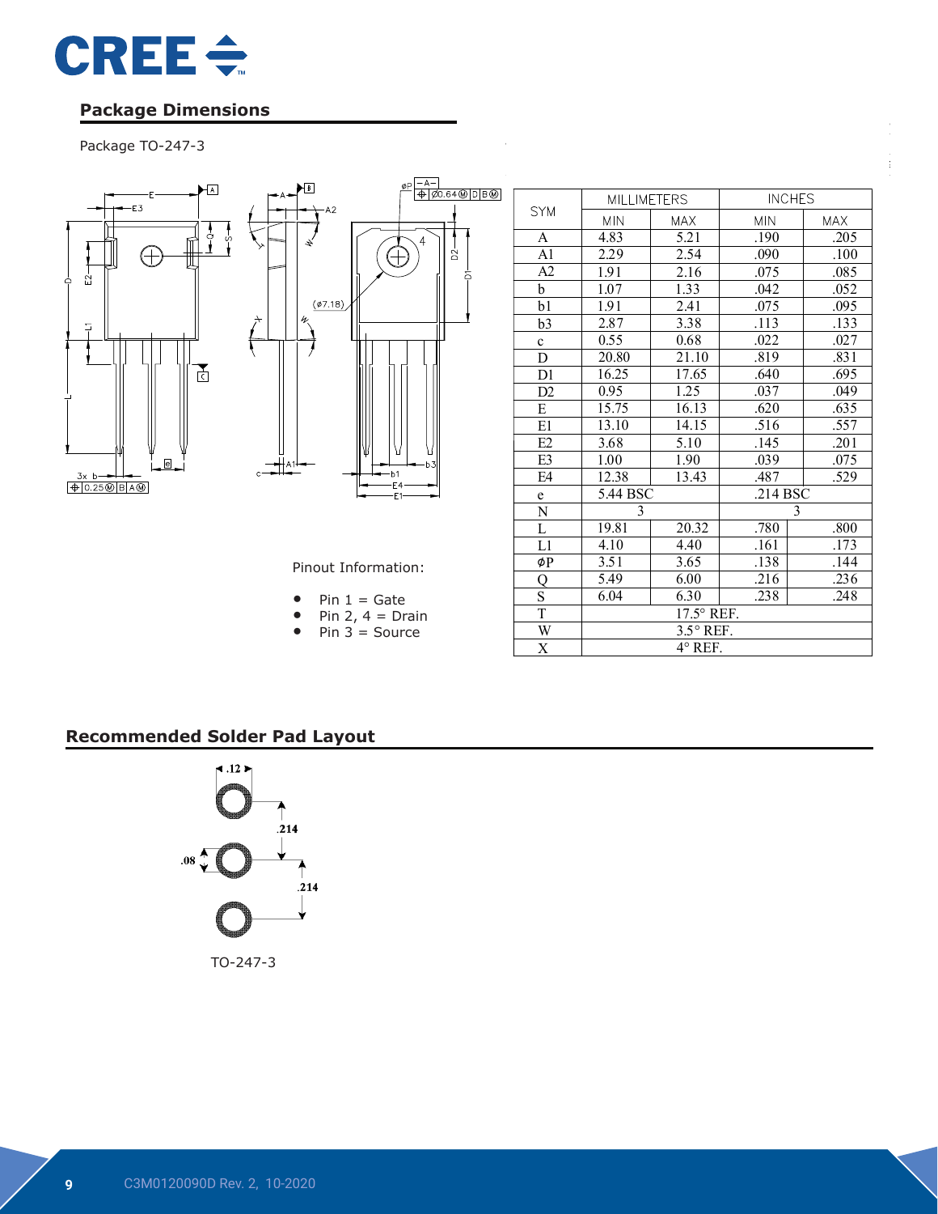## Package Dimensions

Package TO-247-3

| SYM | MILLIMETERS | | INCHES | |
|---|---|---|---|---|
| | MIN | MAX | MIN | MAX |
| A | 4.83 | 5.21 | .190 | .205 |
| A1 | 2.29 | 2.54 | .090 | .100 |
| A2 | 1.91 | 2.16 | .075 | .085 |
| b | 1.07 | 1.33 | .042 | .052 |
| b1 | 1.91 | 2.41 | .075 | .095 |
| b3 | 2.87 | 3.38 | .113 | .133 |
| c | 0.55 | 0.68 | .022 | .027 |
| D | 20.80 | 21.10 | .819 | .831 |
| D1 | 16.25 | 17.65 | .640 | .695 |
| D2 | 0.95 | 1.25 | .037 | .049 |
| E | 15.75 | 16.13 | .620 | .635 |
| E1 | 13.10 | 14.15 | .516 | .557 |
| E2 | 3.68 | 5.10 | .145 | .201 |
| E3 | 1.00 | 1.90 | .039 | .075 |
| E4 | 12.38 | 13.43 | .487 | .529 |
| e | 5.44 BSC | | .214 BSC | |
| N | 3 | | 3 | |
| L | 19.81 | 20.32 | .780 | .800 |
| L1 | 4.10 | 4.40 | .161 | .173 |
| ØP | 3.51 | 3.65 | .138 | .144 |
| Q | 5.49 | 6.00 | .216 | .236 |
| S | 6.04 | 6.30 | .238 | .248 |
| T | 17.5° REF. | | | |
| W | 3.5° REF. | | | |
| X | 4° REF. | | | |

Pinout Information:

- Pin 1 = Gate
- Pin 2, 4 = Drain
- Pin 3 = Source

## Recommended Solder Pad Layout

.12

.214

.08

.214

TO-247-3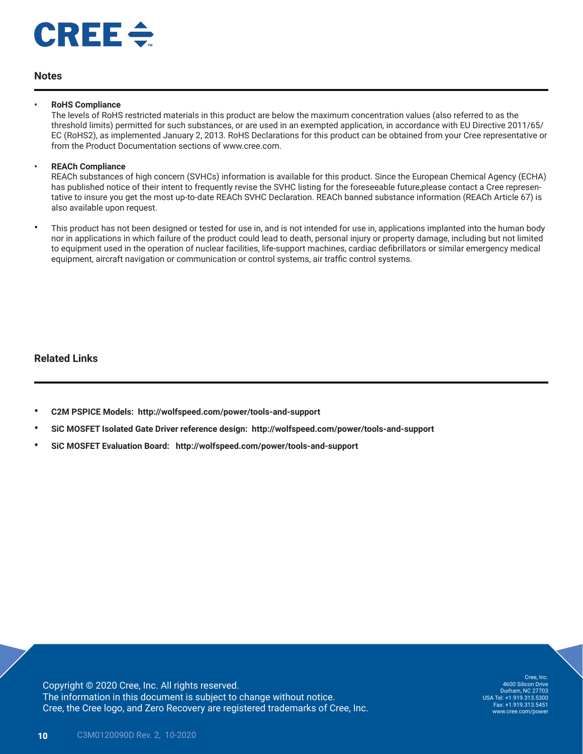## Notes

- **RoHS Compliance**
  The levels of RoHS restricted materials in this product are below the maximum concentration values (also referred to as the threshold limits) permitted for such substances, or are used in an exempted application, in accordance with EU Directive 2011/65/EC (RoHS2), as implemented January 2, 2013. RoHS Declarations for this product can be obtained from your Cree representative or from the Product Documentation sections of www.cree.com.

- **REACh Compliance**
  REACh substances of high concern (SVHCs) information is available for this product. Since the European Chemical Agency (ECHA) has published notice of their intent to frequently revise the SVHC listing for the foreseeable future,please contact a Cree representative to insure you get the most up-to-date REACh SVHC Declaration. REACh banned substance information (REACh Article 67) is also available upon request.

- This product has not been designed or tested for use in, and is not intended for use in, applications implanted into the human body nor in applications in which failure of the product could lead to death, personal injury or property damage, including but not limited to equipment used in the operation of nuclear facilities, life-support machines, cardiac defibrillators or similar emergency medical equipment, aircraft navigation or communication or control systems, air traffic control systems.

## Related Links

- **C2M PSPICE Models: http://wolfspeed.com/power/tools-and-support**
- **SiC MOSFET Isolated Gate Driver reference design: http://wolfspeed.com/power/tools-and-support**
- **SiC MOSFET Evaluation Board: http://wolfspeed.com/power/tools-and-support**

Copyright © 2020 Cree, Inc. All rights reserved.
The information in this document is subject to change without notice.
Cree, the Cree logo, and Zero Recovery are registered trademarks of Cree, Inc.

Cree, Inc.
4600 Silicon Drive
Durham, NC 27703
USA Tel: +1.919.313.5300
Fax: +1.919.313.5451
www.cree.com/power

C3M0120090D Rev. 2, 10-2020